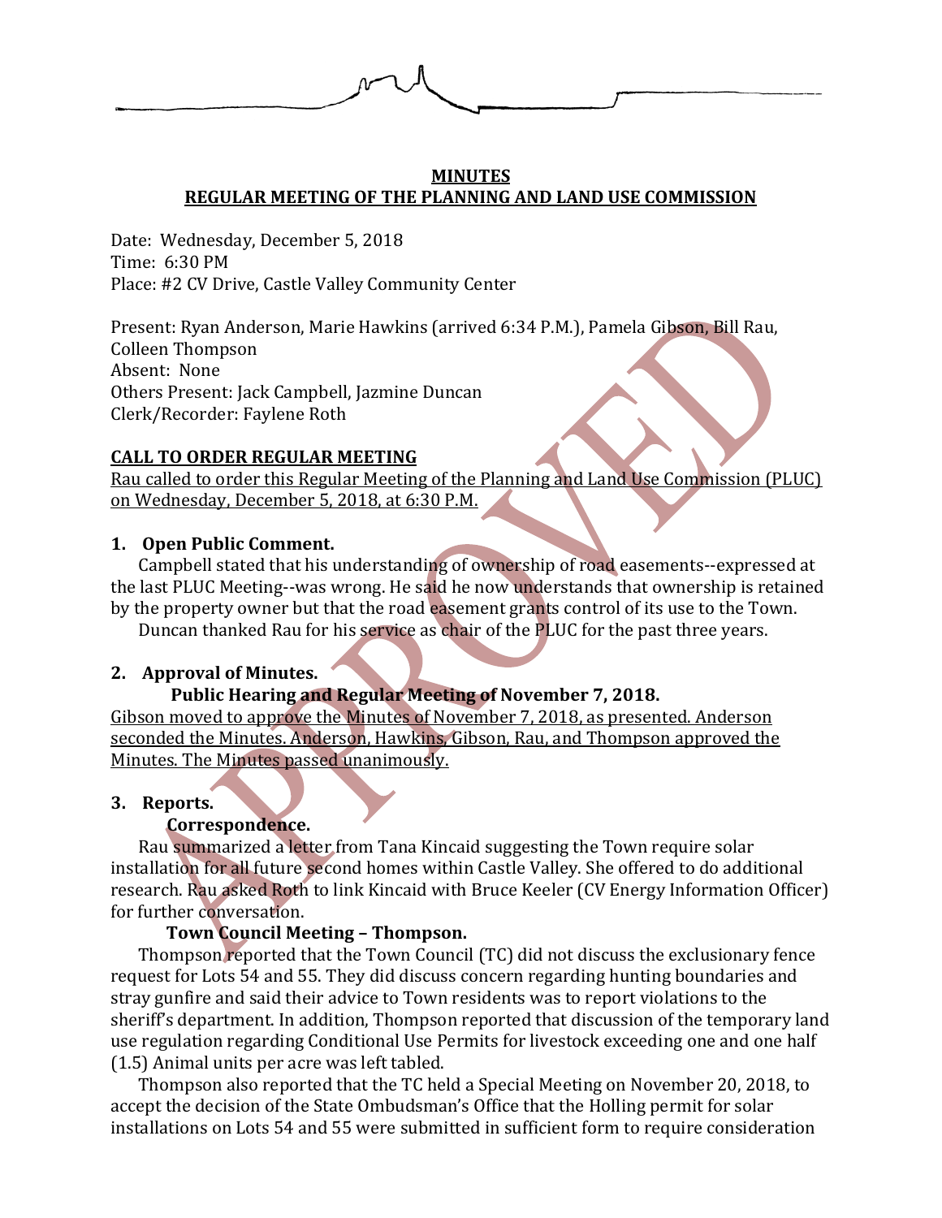**MINUTES**
**REGULAR MEETING OF THE PLANNING AND LAND USE COMMISSION**

Date: Wednesday, December 5, 2018
Time: 6:30 PM
Place: #2 CV Drive, Castle Valley Community Center

Present: Ryan Anderson, Marie Hawkins (arrived 6:34 P.M.), Pamela Gibson, Bill Rau, Colleen Thompson
Absent: None
Others Present: Jack Campbell, Jazmine Duncan
Clerk/Recorder: Faylene Roth

**CALL TO ORDER REGULAR MEETING**

Rau called to order this Regular Meeting of the Planning and Land Use Commission (PLUC) on Wednesday, December 5, 2018, at 6:30 P.M.

**1. Open Public Comment.**

Campbell stated that his understanding of ownership of road easements--expressed at the last PLUC Meeting--was wrong. He said he now understands that ownership is retained by the property owner but that the road easement grants control of its use to the Town.

Duncan thanked Rau for his service as chair of the PLUC for the past three years.

**2. Approval of Minutes.**

**Public Hearing and Regular Meeting of November 7, 2018.**

Gibson moved to approve the Minutes of November 7, 2018, as presented. Anderson seconded the Minutes. Anderson, Hawkins, Gibson, Rau, and Thompson approved the Minutes. The Minutes passed unanimously.

**3. Reports.**

**Correspondence.**

Rau summarized a letter from Tana Kincaid suggesting the Town require solar installation for all future second homes within Castle Valley. She offered to do additional research. Rau asked Roth to link Kincaid with Bruce Keeler (CV Energy Information Officer) for further conversation.

**Town Council Meeting – Thompson.**

Thompson reported that the Town Council (TC) did not discuss the exclusionary fence request for Lots 54 and 55. They did discuss concern regarding hunting boundaries and stray gunfire and said their advice to Town residents was to report violations to the sheriff's department. In addition, Thompson reported that discussion of the temporary land use regulation regarding Conditional Use Permits for livestock exceeding one and one half (1.5) Animal units per acre was left tabled.

Thompson also reported that the TC held a Special Meeting on November 20, 2018, to accept the decision of the State Ombudsman's Office that the Holling permit for solar installations on Lots 54 and 55 were submitted in sufficient form to require consideration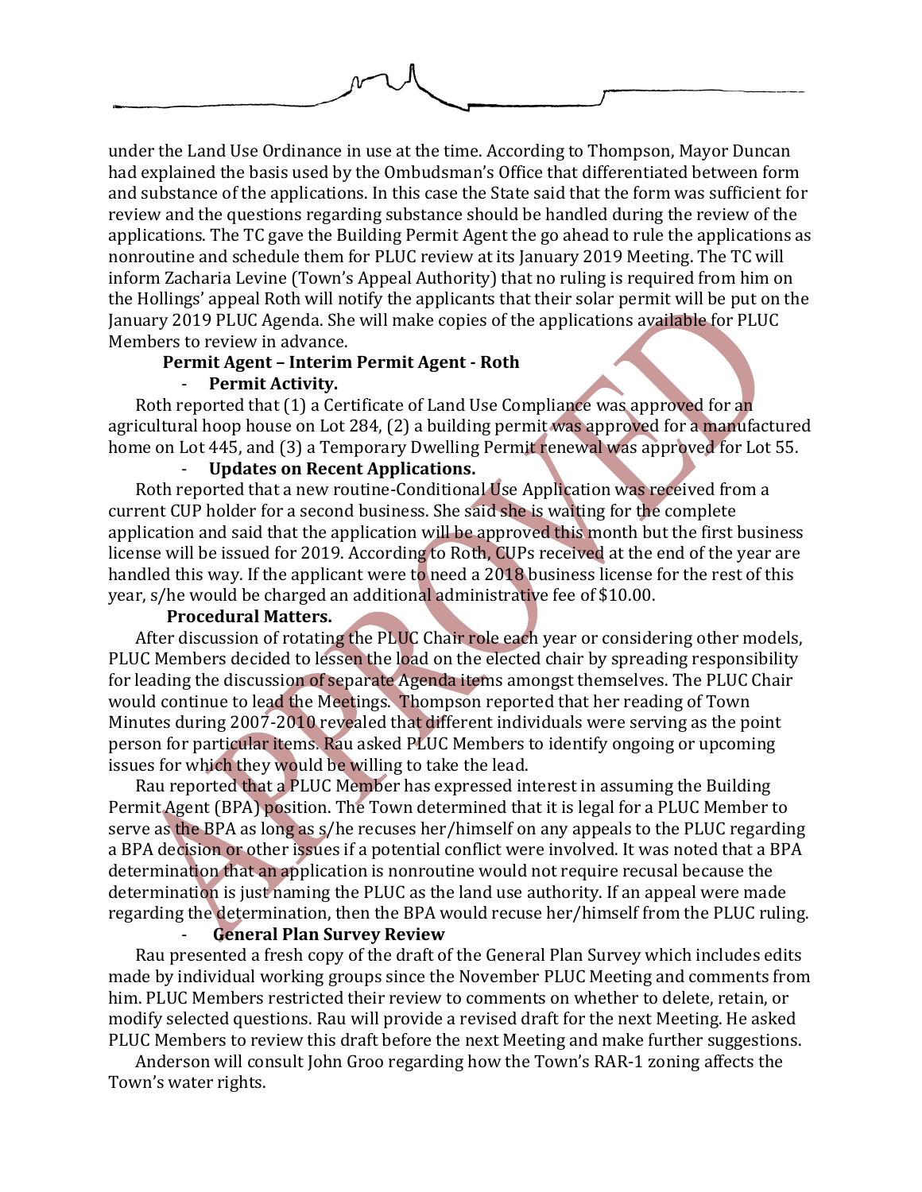under the Land Use Ordinance in use at the time. According to Thompson, Mayor Duncan had explained the basis used by the Ombudsman's Office that differentiated between form and substance of the applications. In this case the State said that the form was sufficient for review and the questions regarding substance should be handled during the review of the applications. The TC gave the Building Permit Agent the go ahead to rule the applications as nonroutine and schedule them for PLUC review at its January 2019 Meeting. The TC will inform Zacharia Levine (Town's Appeal Authority) that no ruling is required from him on the Hollings' appeal Roth will notify the applicants that their solar permit will be put on the January 2019 PLUC Agenda. She will make copies of the applications available for PLUC Members to review in advance.

**Permit Agent – Interim Permit Agent - Roth**

- **Permit Activity.**

Roth reported that (1) a Certificate of Land Use Compliance was approved for an agricultural hoop house on Lot 284, (2) a building permit was approved for a manufactured home on Lot 445, and (3) a Temporary Dwelling Permit renewal was approved for Lot 55.

- **Updates on Recent Applications.**

Roth reported that a new routine-Conditional Use Application was received from a current CUP holder for a second business. She said she is waiting for the complete application and said that the application will be approved this month but the first business license will be issued for 2019. According to Roth, CUPs received at the end of the year are handled this way. If the applicant were to need a 2018 business license for the rest of this year, s/he would be charged an additional administrative fee of $10.00.

**Procedural Matters.**

After discussion of rotating the PLUC Chair role each year or considering other models, PLUC Members decided to lessen the load on the elected chair by spreading responsibility for leading the discussion of separate Agenda items amongst themselves. The PLUC Chair would continue to lead the Meetings. Thompson reported that her reading of Town Minutes during 2007-2010 revealed that different individuals were serving as the point person for particular items. Rau asked PLUC Members to identify ongoing or upcoming issues for which they would be willing to take the lead.

Rau reported that a PLUC Member has expressed interest in assuming the Building Permit Agent (BPA) position. The Town determined that it is legal for a PLUC Member to serve as the BPA as long as s/he recuses her/himself on any appeals to the PLUC regarding a BPA decision or other issues if a potential conflict were involved. It was noted that a BPA determination that an application is nonroutine would not require recusal because the determination is just naming the PLUC as the land use authority. If an appeal were made regarding the determination, then the BPA would recuse her/himself from the PLUC ruling.

- **General Plan Survey Review**

Rau presented a fresh copy of the draft of the General Plan Survey which includes edits made by individual working groups since the November PLUC Meeting and comments from him. PLUC Members restricted their review to comments on whether to delete, retain, or modify selected questions. Rau will provide a revised draft for the next Meeting. He asked PLUC Members to review this draft before the next Meeting and make further suggestions.

Anderson will consult John Groo regarding how the Town's RAR-1 zoning affects the Town's water rights.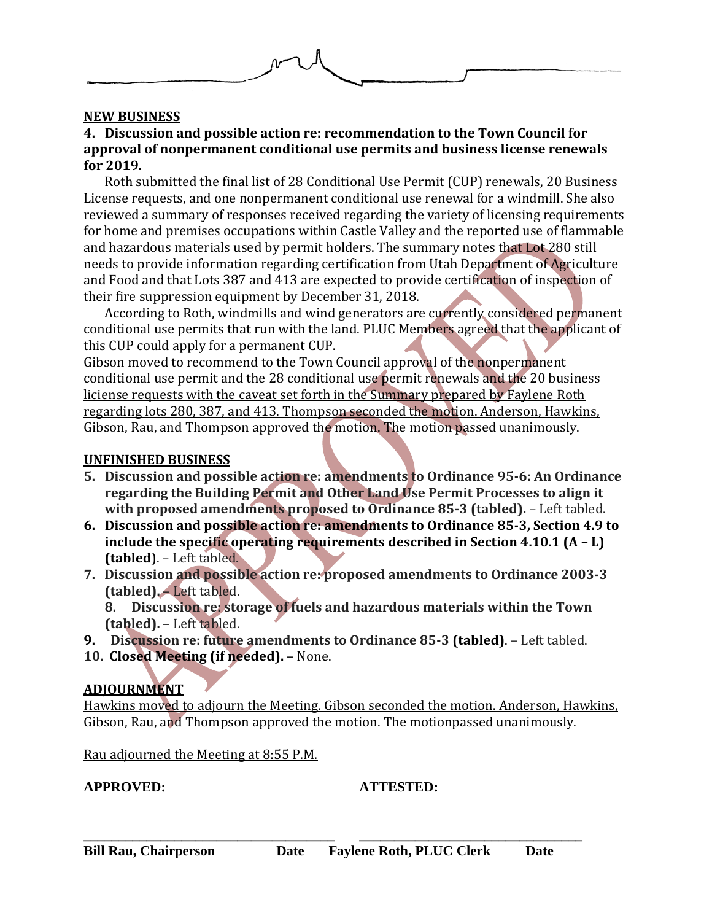## NEW BUSINESS

**4. Discussion and possible action re: recommendation to the Town Council for approval of nonpermanent conditional use permits and business license renewals for 2019.**

Roth submitted the final list of 28 Conditional Use Permit (CUP) renewals, 20 Business License requests, and one nonpermanent conditional use renewal for a windmill. She also reviewed a summary of responses received regarding the variety of licensing requirements for home and premises occupations within Castle Valley and the reported use of flammable and hazardous materials used by permit holders. The summary notes that Lot 280 still needs to provide information regarding certification from Utah Department of Agriculture and Food and that Lots 387 and 413 are expected to provide certification of inspection of their fire suppression equipment by December 31, 2018.

According to Roth, windmills and wind generators are currently considered permanent conditional use permits that run with the land. PLUC Members agreed that the applicant of this CUP could apply for a permanent CUP.

Gibson moved to recommend to the Town Council approval of the nonpermanent conditional use permit and the 28 conditional use permit renewals and the 20 business liciense requests with the caveat set forth in the Summary prepared by Faylene Roth regarding lots 280, 387, and 413. Thompson seconded the motion. Anderson, Hawkins, Gibson, Rau, and Thompson approved the motion. The motion passed unanimously.

## UNFINISHED BUSINESS

5. **Discussion and possible action re: amendments to Ordinance 95-6: An Ordinance regarding the Building Permit and Other Land Use Permit Processes to align it with proposed amendments proposed to Ordinance 85-3 (tabled).** – Left tabled.
6. **Discussion and possible action re: amendments to Ordinance 85-3, Section 4.9 to include the specific operating requirements described in Section 4.10.1 (A – L) (tabled**). – Left tabled.
7. **Discussion and possible action re: proposed amendments to Ordinance 2003-3 (tabled).** – Left tabled.
8. **Discussion re: storage of fuels and hazardous materials within the Town (tabled).** – Left tabled.
9. **Discussion re: future amendments to Ordinance 85-3 (tabled)**. – Left tabled.
10. **Closed Meeting (if needed).** – None.

## ADJOURNMENT

Hawkins moved to adjourn the Meeting. Gibson seconded the motion. Anderson, Hawkins, Gibson, Rau, and Thompson approved the motion. The motionpassed unanimously.

Rau adjourned the Meeting at 8:55 P.M.

**APPROVED:** **ATTESTED:**

\_\_\_\_\_\_\_\_\_\_\_\_\_\_\_\_\_\_\_\_\_\_\_\_\_\_\_\_\_\_\_\_ \_\_\_\_\_\_\_\_\_\_\_\_\_\_\_\_\_\_\_\_\_\_\_\_\_\_\_\_\_\_\_\_

**Bill Rau, Chairperson Date** **Faylene Roth, PLUC Clerk Date**